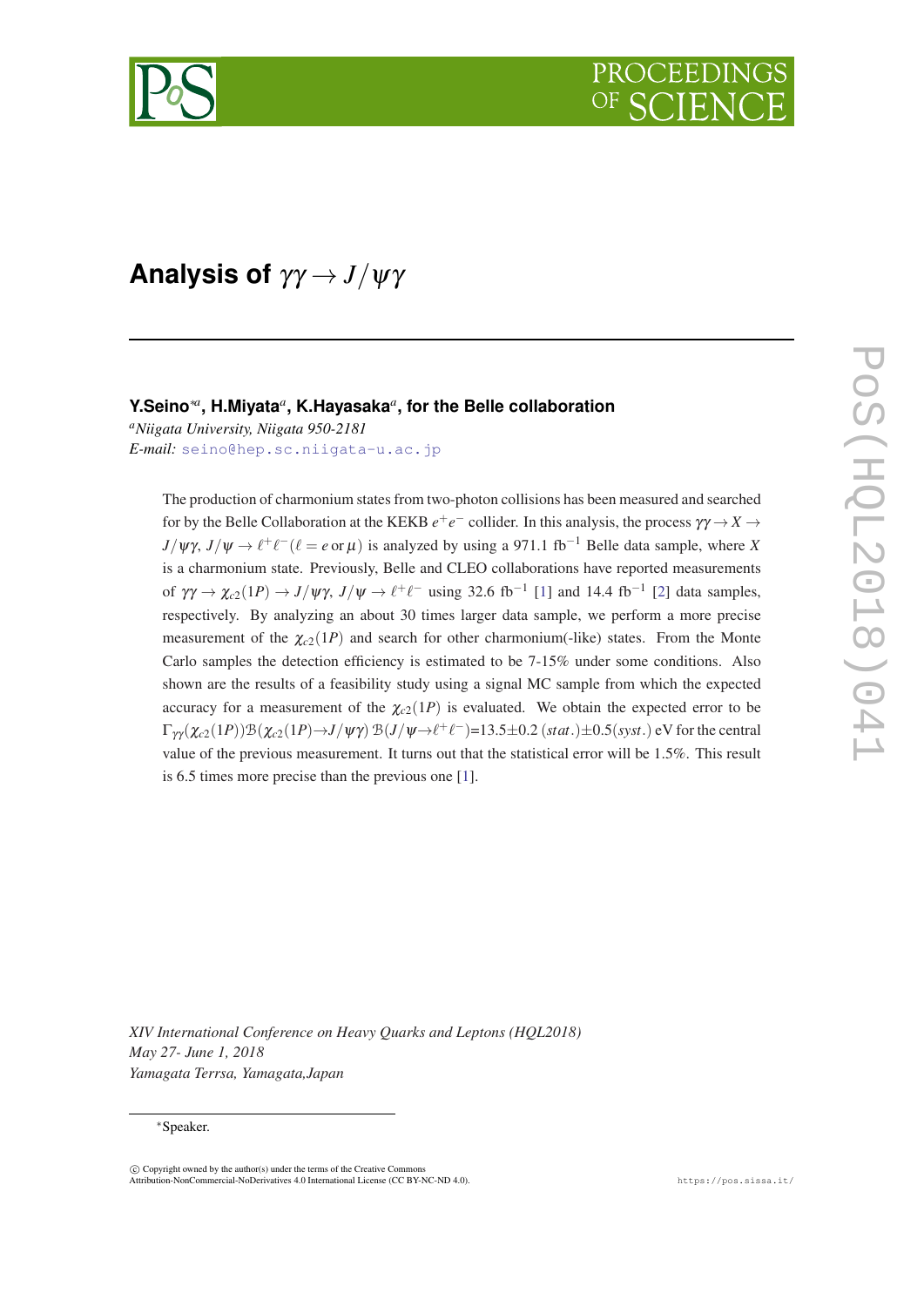# Analysis of $\gamma\gamma \to J/\psi\gamma$

**Y.Seino**[*a], **H.Miyata**[a], **K.Hayasaka**[a], **for the Belle collaboration**

[a]*Niigata University, Niigata 950-2181*

*E-mail:* seino@hep.sc.niigata-u.ac.jp

The production of charmonium states from two-photon collisions has been measured and searched for by the Belle Collaboration at the KEKB $e^+e^-$ collider. In this analysis, the process $\gamma\gamma \to X \to J/\psi\gamma$, $J/\psi \to \ell^+\ell^- (\ell = e \text{ or } \mu)$ is analyzed by using a 971.1 fb$^{-1}$ Belle data sample, where $X$ is a charmonium state. Previously, Belle and CLEO collaborations have reported measurements of $\gamma\gamma \to \chi_{c2}(1P) \to J/\psi\gamma$, $J/\psi \to \ell^+\ell^-$ using 32.6 fb$^{-1}$ [1] and 14.4 fb$^{-1}$ [2] data samples, respectively. By analyzing an about 30 times larger data sample, we perform a more precise measurement of the $\chi_{c2}(1P)$ and search for other charmonium(-like) states. From the Monte Carlo samples the detection efficiency is estimated to be 7-15% under some conditions. Also shown are the results of a feasibility study using a signal MC sample from which the expected accuracy for a measurement of the $\chi_{c2}(1P)$ is evaluated. We obtain the expected error to be $\Gamma_{\gamma\gamma}(\chi_{c2}(1P))\mathcal{B}(\chi_{c2}(1P)\to J/\psi\gamma)\,\mathcal{B}(J/\psi\to\ell^+\ell^-)$=13.5$\pm$0.2 $(stat.)\pm$0.5$(syst.)$ eV for the central value of the previous measurement. It turns out that the statistical error will be 1.5%. This result is 6.5 times more precise than the previous one [1].

*XIV International Conference on Heavy Quarks and Leptons (HQL2018)*
*May 27- June 1, 2018*
*Yamagata Terrsa, Yamagata,Japan*

*Speaker.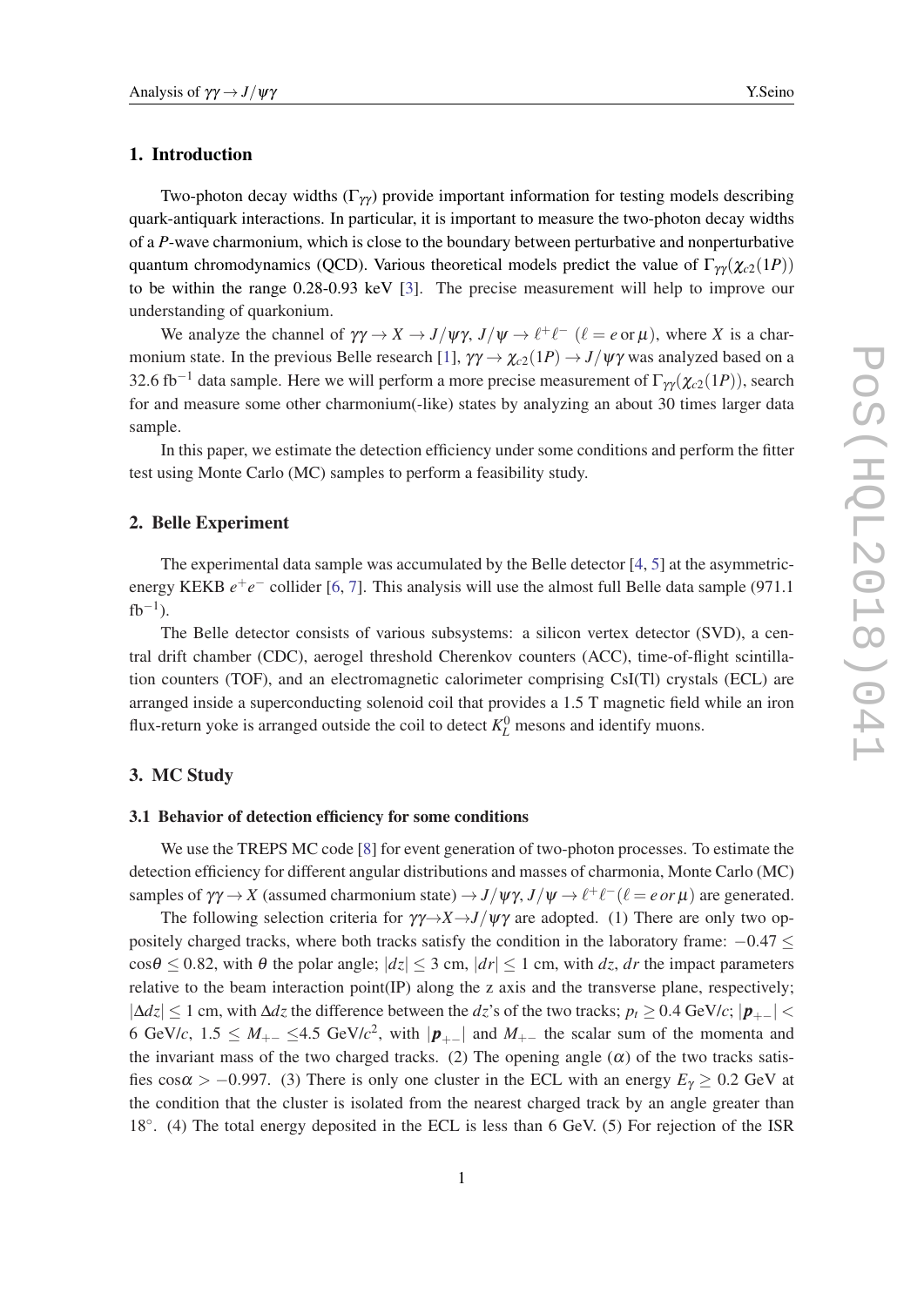## 1. Introduction

Two-photon decay widths ($\Gamma_{\gamma\gamma}$) provide important information for testing models describing quark-antiquark interactions. In particular, it is important to measure the two-photon decay widths of a *P*-wave charmonium, which is close to the boundary between perturbative and nonperturbative quantum chromodynamics (QCD). Various theoretical models predict the value of $\Gamma_{\gamma\gamma}(\chi_{c2}(1P))$ to be within the range 0.28-0.93 keV [3]. The precise measurement will help to improve our understanding of quarkonium.

We analyze the channel of $\gamma\gamma \to X \to J/\psi\gamma$, $J/\psi \to \ell^+\ell^-$ ($\ell = e$ or $\mu$), where $X$ is a charmonium state. In the previous Belle research [1], $\gamma\gamma \to \chi_{c2}(1P) \to J/\psi\gamma$ was analyzed based on a 32.6 fb$^{-1}$ data sample. Here we will perform a more precise measurement of $\Gamma_{\gamma\gamma}(\chi_{c2}(1P))$, search for and measure some other charmonium(-like) states by analyzing an about 30 times larger data sample.

In this paper, we estimate the detection efficiency under some conditions and perform the fitter test using Monte Carlo (MC) samples to perform a feasibility study.

## 2. Belle Experiment

The experimental data sample was accumulated by the Belle detector [4, 5] at the asymmetric-energy KEKB $e^+e^-$ collider [6, 7]. This analysis will use the almost full Belle data sample (971.1 fb$^{-1}$).

The Belle detector consists of various subsystems: a silicon vertex detector (SVD), a central drift chamber (CDC), aerogel threshold Cherenkov counters (ACC), time-of-flight scintillation counters (TOF), and an electromagnetic calorimeter comprising CsI(Tl) crystals (ECL) are arranged inside a superconducting solenoid coil that provides a 1.5 T magnetic field while an iron flux-return yoke is arranged outside the coil to detect $K_L^0$ mesons and identify muons.

## 3. MC Study

### 3.1 Behavior of detection efficiency for some conditions

We use the TREPS MC code [8] for event generation of two-photon processes. To estimate the detection efficiency for different angular distributions and masses of charmonia, Monte Carlo (MC) samples of $\gamma\gamma \to X$ (assumed charmonium state) $\to J/\psi\gamma, J/\psi \to \ell^+\ell^-(\ell = e\, or\, \mu)$ are generated.

The following selection criteria for $\gamma\gamma \to X \to J/\psi\gamma$ are adopted. (1) There are only two oppositely charged tracks, where both tracks satisfy the condition in the laboratory frame: $-0.47 \leq \cos\theta \leq 0.82$, with $\theta$ the polar angle; $|dz| \leq 3$ cm, $|dr| \leq 1$ cm, with $dz$, $dr$ the impact parameters relative to the beam interaction point(IP) along the z axis and the transverse plane, respectively; $|\Delta dz| \leq 1$ cm, with $\Delta dz$ the difference between the $dz$'s of the two tracks; $p_t \geq 0.4$ GeV/$c$; $|\boldsymbol{p}_{+-}| <$ 6 GeV/$c$, $1.5 \leq M_{+-} \leq 4.5$ GeV/$c^2$, with $|\boldsymbol{p}_{+-}|$ and $M_{+-}$ the scalar sum of the momenta and the invariant mass of the two charged tracks. (2) The opening angle ($\alpha$) of the two tracks satisfies $\cos\alpha > -0.997$. (3) There is only one cluster in the ECL with an energy $E_\gamma \geq 0.2$ GeV at the condition that the cluster is isolated from the nearest charged track by an angle greater than 18°. (4) The total energy deposited in the ECL is less than 6 GeV. (5) For rejection of the ISR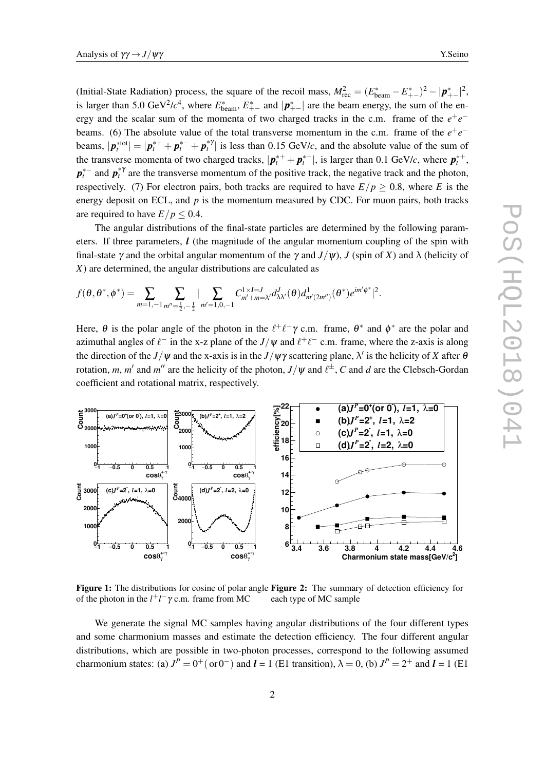(Initial-State Radiation) process, the square of the recoil mass, $M_{\rm rec}^2 = (E^*_{\rm beam} - E^*_{+-})^2 - |\boldsymbol{p}^*_{+-}|^2$, is larger than 5.0 GeV$^2$/$c^4$, where $E^*_{\rm beam}$, $E^*_{+-}$ and $|\boldsymbol{p}^*_{+-}|$ are the beam energy, the sum of the energy and the scalar sum of the momenta of two charged tracks in the c.m. frame of the $e^+e^-$ beams. (6) The absolute value of the total transverse momentum in the c.m. frame of the $e^+e^-$ beams, $|\boldsymbol{p}_t^{*\rm tot}| = |\boldsymbol{p}_t^{*+} + \boldsymbol{p}_t^{*-} + \boldsymbol{p}_t^{*\gamma}|$ is less than 0.15 GeV/$c$, and the absolute value of the sum of the transverse momenta of two charged tracks, $|\boldsymbol{p}_t^{*+} + \boldsymbol{p}_t^{*-}|$, is larger than 0.1 GeV/$c$, where $\boldsymbol{p}_t^{*+}$, $\boldsymbol{p}_t^{*-}$ and $\boldsymbol{p}_t^{*\gamma}$ are the transverse momentum of the positive track, the negative track and the photon, respectively. (7) For electron pairs, both tracks are required to have $E/p \geq 0.8$, where $E$ is the energy deposit on ECL, and $p$ is the momentum measured by CDC. For muon pairs, both tracks are required to have $E/p \leq 0.4$.

The angular distributions of the final-state particles are determined by the following parameters. If three parameters, $\boldsymbol{l}$ (the magnitude of the angular momentum coupling of the spin with final-state $\gamma$ and the orbital angular momentum of the $\gamma$ and $J/\psi$), $J$ (spin of $X$) and $\lambda$ (helicity of $X$) are determined, the angular distributions are calculated as

$$f(\theta,\theta^*,\phi^*) = \sum_{m=1,-1} \sum_{m''=\frac{1}{2},-\frac{1}{2}} |\sum_{m'=1,0,-1} C^{1\times \boldsymbol{l}=J}_{m'+m=\lambda'} d^J_{\lambda\lambda'}(\theta) d^1_{m'(2m'')}(\theta^*) e^{im'\phi^*}|^2.$$

Here, $\theta$ is the polar angle of the photon in the $\ell^+\ell^-\gamma$ c.m. frame, $\theta^*$ and $\phi^*$ are the polar and azimuthal angles of $\ell^-$ in the x-z plane of the $J/\psi$ and $\ell^+\ell^-$ c.m. frame, where the z-axis is along the direction of the $J/\psi$ and the x-axis is in the $J/\psi\gamma$ scattering plane, $\lambda'$ is the helicity of $X$ after $\theta$ rotation, $m$, $m'$ and $m''$ are the helicity of the photon, $J/\psi$ and $\ell^\pm$, $C$ and $d$ are the Clebsch-Gordan coefficient and rotational matrix, respectively.

**Figure 1:** The distributions for cosine of polar angle of the photon in the $l^+l^-\gamma$ c.m. frame from MC

**Figure 2:** The summary of detection efficiency for each type of MC sample

We generate the signal MC samples having angular distributions of the four different types and some charmonium masses and estimate the detection efficiency. The four different angular distributions, which are possible in two-photon processes, correspond to the following assumed charmonium states: (a) $J^P = 0^+(\,\text{or}\,0^-)$ and $\boldsymbol{l}$ = 1 (E1 transition), $\lambda = 0$, (b) $J^P = 2^+$ and $\boldsymbol{l}$ = 1 (E1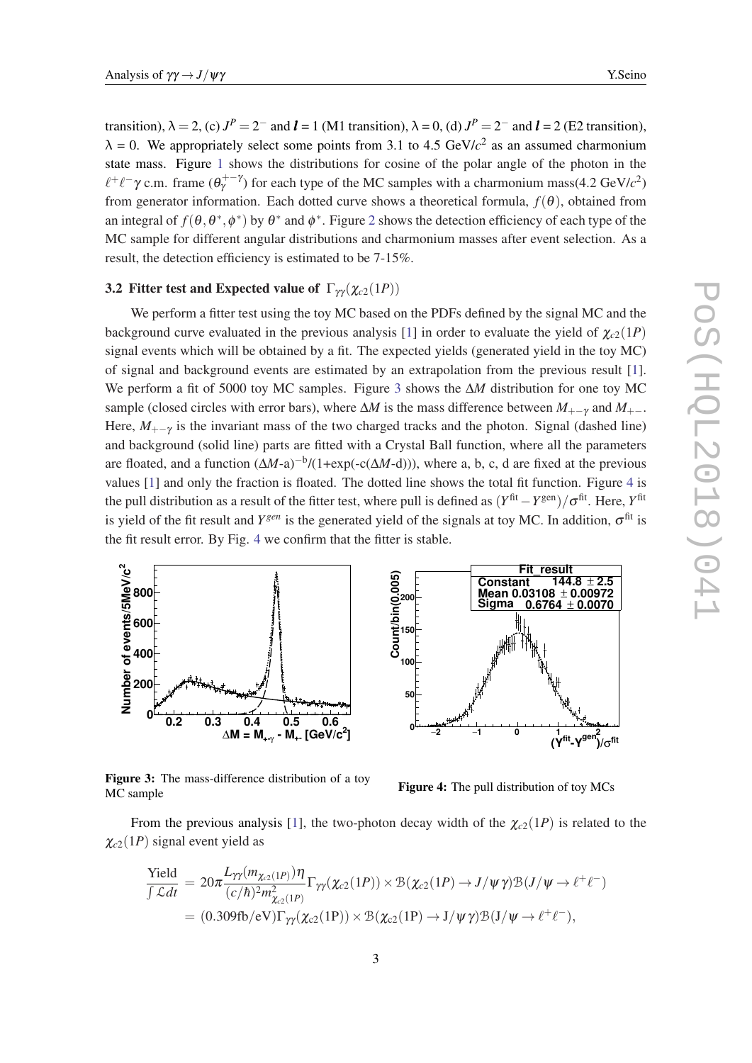transition), $\lambda = 2$, (c) $J^P = 2^-$ and $\boldsymbol{l} = 1$ (M1 transition), $\lambda = 0$, (d) $J^P = 2^-$ and $\boldsymbol{l} = 2$ (E2 transition), $\lambda = 0$. We appropriately select some points from 3.1 to 4.5 GeV/$c^2$ as an assumed charmonium state mass. Figure 1 shows the distributions for cosine of the polar angle of the photon in the $\ell^+\ell^-\gamma$ c.m. frame ($\theta_\gamma^{+-\gamma}$) for each type of the MC samples with a charmonium mass(4.2 GeV/$c^2$) from generator information. Each dotted curve shows a theoretical formula, $f(\theta)$, obtained from an integral of $f(\theta, \theta^*, \phi^*)$ by $\theta^*$ and $\phi^*$. Figure 2 shows the detection efficiency of each type of the MC sample for different angular distributions and charmonium masses after event selection. As a result, the detection efficiency is estimated to be 7-15%.

### 3.2 Fitter test and Expected value of $\Gamma_{\gamma\gamma}(\chi_{c2}(1P))$

We perform a fitter test using the toy MC based on the PDFs defined by the signal MC and the background curve evaluated in the previous analysis [1] in order to evaluate the yield of $\chi_{c2}(1P)$ signal events which will be obtained by a fit. The expected yields (generated yield in the toy MC) of signal and background events are estimated by an extrapolation from the previous result [1]. We perform a fit of 5000 toy MC samples. Figure 3 shows the $\Delta M$ distribution for one toy MC sample (closed circles with error bars), where $\Delta M$ is the mass difference between $M_{+-\gamma}$ and $M_{+-}$. Here, $M_{+-\gamma}$ is the invariant mass of the two charged tracks and the photon. Signal (dashed line) and background (solid line) parts are fitted with a Crystal Ball function, where all the parameters are floated, and a function $(\Delta M\text{-a})^{-\text{b}}/(1+\exp(-\text{c}(\Delta M\text{-d})))$, where a, b, c, d are fixed at the previous values [1] and only the fraction is floated. The dotted line shows the total fit function. Figure 4 is the pull distribution as a result of the fitter test, where pull is defined as $(Y^{\text{fit}} - Y^{\text{gen}})/\sigma^{\text{fit}}$. Here, $Y^{\text{fit}}$ is yield of the fit result and $Y^{gen}$ is the generated yield of the signals at toy MC. In addition, $\sigma^{\text{fit}}$ is the fit result error. By Fig. 4 we confirm that the fitter is stable.

**Figure 3:** The mass-difference distribution of a toy MC sample

**Figure 4:** The pull distribution of toy MCs

From the previous analysis [1], the two-photon decay width of the $\chi_{c2}(1P)$ is related to the $\chi_{c2}(1P)$ signal event yield as

$$
\begin{aligned}
\frac{\text{Yield}}{\int \mathcal{L}dt} &= 20\pi \frac{L_{\gamma\gamma}(m_{\chi_{c2}(1P)})\eta}{(c/\hbar)^2 m^2_{\chi_{c2}(1P)}} \Gamma_{\gamma\gamma}(\chi_{c2}(1P)) \times \mathcal{B}(\chi_{c2}(1P) \to J/\psi\gamma)\mathcal{B}(J/\psi \to \ell^+\ell^-) \\
&= (0.309\text{fb/eV})\Gamma_{\gamma\gamma}(\chi_{c2}(1\text{P})) \times \mathcal{B}(\chi_{c2}(1\text{P}) \to \text{J}/\psi\gamma)\mathcal{B}(\text{J}/\psi \to \ell^+\ell^-),
\end{aligned}
$$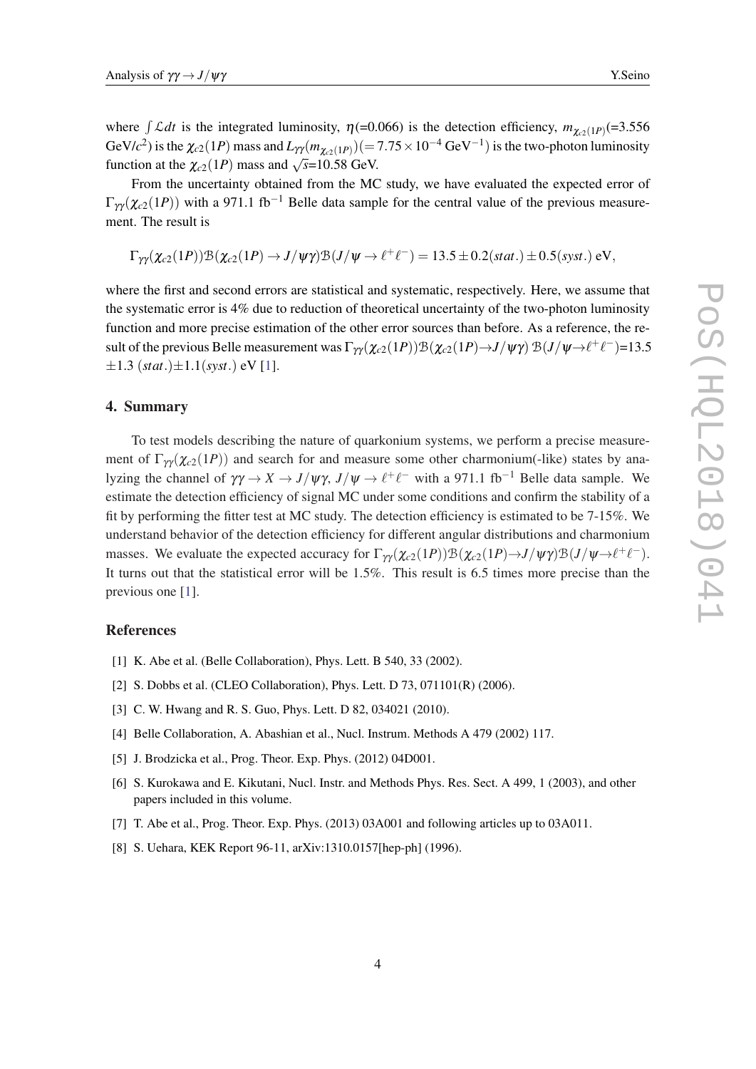where $\int \mathcal{L}dt$ is the integrated luminosity, $\eta$(=0.066) is the detection efficiency, $m_{\chi_{c2}(1P)}$(=3.556 GeV/$c^2$) is the $\chi_{c2}(1P)$ mass and $L_{\gamma\gamma}(m_{\chi_{c2}(1P)})(= 7.75 \times 10^{-4}$ GeV$^{-1}$) is the two-photon luminosity function at the $\chi_{c2}(1P)$ mass and $\sqrt{s}$=10.58 GeV.

From the uncertainty obtained from the MC study, we have evaluated the expected error of $\Gamma_{\gamma\gamma}(\chi_{c2}(1P))$ with a 971.1 fb$^{-1}$ Belle data sample for the central value of the previous measurement. The result is

$$\Gamma_{\gamma\gamma}(\chi_{c2}(1P))\mathcal{B}(\chi_{c2}(1P) \to J/\psi\gamma)\mathcal{B}(J/\psi \to \ell^+\ell^-) = 13.5 \pm 0.2(stat.) \pm 0.5(syst.) \text{ eV},$$

where the first and second errors are statistical and systematic, respectively. Here, we assume that the systematic error is 4% due to reduction of theoretical uncertainty of the two-photon luminosity function and more precise estimation of the other error sources than before. As a reference, the result of the previous Belle measurement was $\Gamma_{\gamma\gamma}(\chi_{c2}(1P))\mathcal{B}(\chi_{c2}(1P)\to J/\psi\gamma)\,\mathcal{B}(J/\psi\to\ell^+\ell^-)$=13.5 $\pm$1.3 $(stat.)\pm$1.1$(syst.)$ eV [1].

## 4. Summary

To test models describing the nature of quarkonium systems, we perform a precise measurement of $\Gamma_{\gamma\gamma}(\chi_{c2}(1P))$ and search for and measure some other charmonium(-like) states by analyzing the channel of $\gamma\gamma \to X \to J/\psi\gamma$, $J/\psi \to \ell^+\ell^-$ with a 971.1 fb$^{-1}$ Belle data sample. We estimate the detection efficiency of signal MC under some conditions and confirm the stability of a fit by performing the fitter test at MC study. The detection efficiency is estimated to be 7-15%. We understand behavior of the detection efficiency for different angular distributions and charmonium masses. We evaluate the expected accuracy for $\Gamma_{\gamma\gamma}(\chi_{c2}(1P))\mathcal{B}(\chi_{c2}(1P)\to J/\psi\gamma)\mathcal{B}(J/\psi\to\ell^+\ell^-)$. It turns out that the statistical error will be 1.5%. This result is 6.5 times more precise than the previous one [1].

## References

[1] K. Abe et al. (Belle Collaboration), Phys. Lett. B 540, 33 (2002).

[2] S. Dobbs et al. (CLEO Collaboration), Phys. Lett. D 73, 071101(R) (2006).

[3] C. W. Hwang and R. S. Guo, Phys. Lett. D 82, 034021 (2010).

[4] Belle Collaboration, A. Abashian et al., Nucl. Instrum. Methods A 479 (2002) 117.

[5] J. Brodzicka et al., Prog. Theor. Exp. Phys. (2012) 04D001.

[6] S. Kurokawa and E. Kikutani, Nucl. Instr. and Methods Phys. Res. Sect. A 499, 1 (2003), and other papers included in this volume.

[7] T. Abe et al., Prog. Theor. Exp. Phys. (2013) 03A001 and following articles up to 03A011.

[8] S. Uehara, KEK Report 96-11, arXiv:1310.0157[hep-ph] (1996).